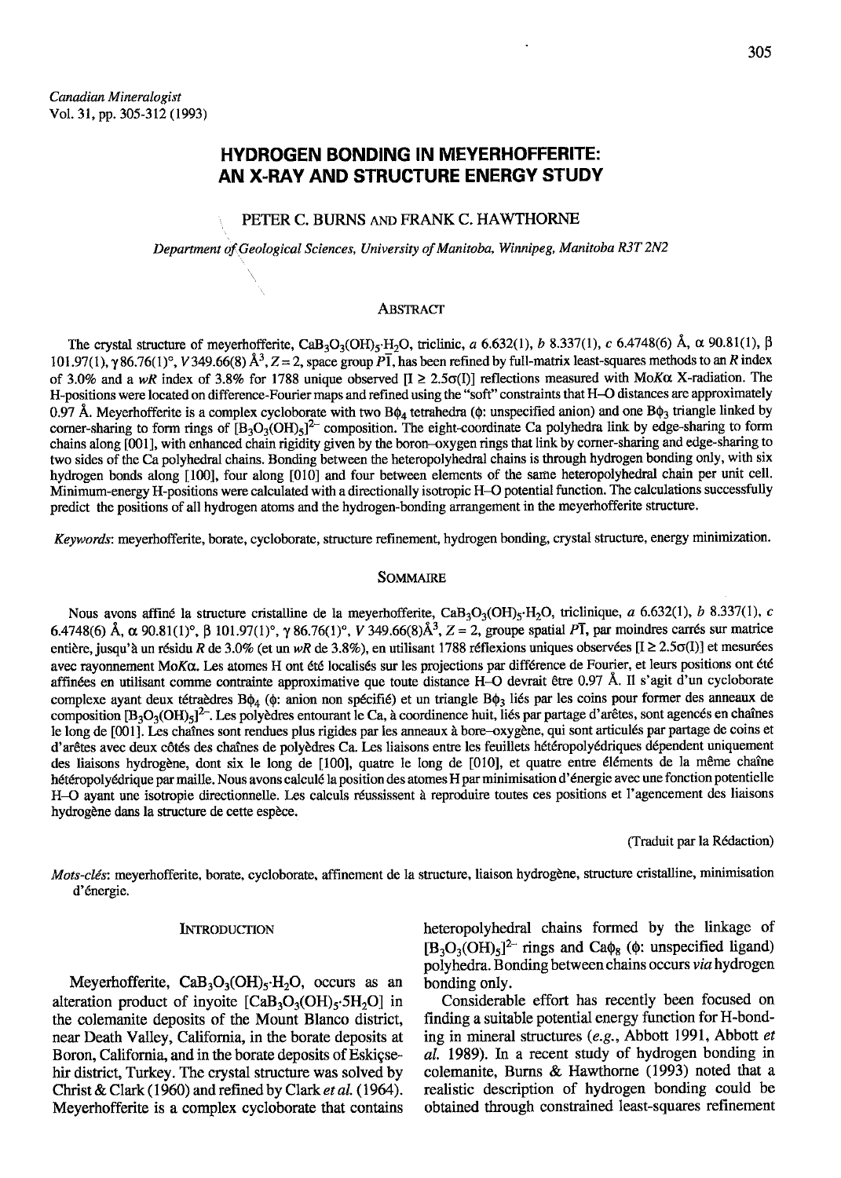*Canadian Mineralogist*
Vol. 31, pp. 305-312 (1993)

# HYDROGEN BONDING IN MEYERHOFFERITE: AN X-RAY AND STRUCTURE ENERGY STUDY

PETER C. BURNS AND FRANK C. HAWTHORNE

*Department of Geological Sciences, University of Manitoba, Winnipeg, Manitoba R3T 2N2*

## ABSTRACT

The crystal structure of meyerhofferite, $CaB_3O_3(OH)_5{\cdot}H_2O$, triclinic, *a* 6.632(1), *b* 8.337(1), *c* 6.4748(6) Å, α 90.81(1), β 101.97(1), γ 86.76(1)°, *V* 349.66(8) Å$^3$, *Z* = 2, space group $P\bar{1}$, has been refined by full-matrix least-squares methods to an *R* index of 3.0% and a *wR* index of 3.8% for 1788 unique observed [I ≥ 2.5σ(I)] reflections measured with Mo*K*α X-radiation. The H-positions were located on difference-Fourier maps and refined using the "soft" constraints that H–O distances are approximately 0.97 Å. Meyerhofferite is a complex cycloborate with two $B\phi_4$ tetrahedra (ϕ: unspecified anion) and one $B\phi_3$ triangle linked by corner-sharing to form rings of $[B_3O_3(OH)_5]^{2-}$ composition. The eight-coordinate Ca polyhedra link by edge-sharing to form chains along [001], with enhanced chain rigidity given by the boron–oxygen rings that link by corner-sharing and edge-sharing to two sides of the Ca polyhedral chains. Bonding between the heteropolyhedral chains is through hydrogen bonding only, with six hydrogen bonds along [100], four along [010] and four between elements of the same heteropolyhedral chain per unit cell. Minimum-energy H-positions were calculated with a directionally isotropic H–O potential function. The calculations successfully predict the positions of all hydrogen atoms and the hydrogen-bonding arrangement in the meyerhofferite structure.

*Keywords*: meyerhofferite, borate, cycloborate, structure refinement, hydrogen bonding, crystal structure, energy minimization.

## SOMMAIRE

Nous avons affiné la structure cristalline de la meyerhofferite, $CaB_3O_3(OH)_5{\cdot}H_2O$, triclinique, *a* 6.632(1), *b* 8.337(1), *c* 6.4748(6) Å, α 90.81(1)°, β 101.97(1)°, γ 86.76(1)°, *V* 349.66(8)Å$^3$, *Z* = 2, groupe spatial $P\bar{1}$, par moindres carrés sur matrice entière, jusqu'à un résidu *R* de 3.0% (et un *wR* de 3.8%), en utilisant 1788 réflexions uniques observées [I ≥ 2.5σ(I)] et mesurées avec rayonnement Mo*K*α. Les atomes H ont été localisés sur les projections par différence de Fourier, et leurs positions ont été affinées en utilisant comme contrainte approximative que toute distance H–O devrait être 0.97 Å. Il s'agit d'un cycloborate complexe ayant deux tétraèdres $B\phi_4$ (ϕ: anion non spécifié) et un triangle $B\phi_3$ liés par les coins pour former des anneaux de composition $[B_3O_3(OH)_5]^{2-}$. Les polyèdres entourant le Ca, à coordinence huit, liés par partage d'arêtes, sont agencés en chaînes le long de [001]. Les chaînes sont rendues plus rigides par les anneaux à bore–oxygène, qui sont articulés par partage de coins et d'arêtes avec deux côtés des chaînes de polyèdres Ca. Les liaisons entre les feuillets hétéropolyédriques dépendent uniquement des liaisons hydrogène, dont six le long de [100], quatre le long de [010], et quatre entre éléments de la même chaîne hétéropolyédrique par maille. Nous avons calculé la position des atomes H par minimisation d'énergie avec une fonction potentielle H–O ayant une isotropie directionnelle. Les calculs réussissent à reproduire toutes ces positions et l'agencement des liaisons hydrogène dans la structure de cette espèce.

(Traduit par la Rédaction)

*Mots-clés*: meyerhofferite, borate, cycloborate, affinement de la structure, liaison hydrogène, structure cristalline, minimisation d'énergie.

## INTRODUCTION

Meyerhofferite, $CaB_3O_3(OH)_5{\cdot}H_2O$, occurs as an alteration product of inyoite [$CaB_3O_3(OH)_5{\cdot}5H_2O$] in the colemanite deposits of the Mount Blanco district, near Death Valley, California, in the borate deposits at Boron, California, and in the borate deposits of Eskişehir district, Turkey. The crystal structure was solved by Christ & Clark (1960) and refined by Clark *et al.* (1964). Meyerhofferite is a complex cycloborate that contains heteropolyhedral chains formed by the linkage of $[B_3O_3(OH)_5]^{2-}$ rings and $Ca\phi_8$ (ϕ: unspecified ligand) polyhedra. Bonding between chains occurs *via* hydrogen bonding only.

Considerable effort has recently been focused on finding a suitable potential energy function for H-bonding in mineral structures (*e.g.*, Abbott 1991, Abbott *et al.* 1989). In a recent study of hydrogen bonding in colemanite, Burns & Hawthorne (1993) noted that a realistic description of hydrogen bonding could be obtained through constrained least-squares refinement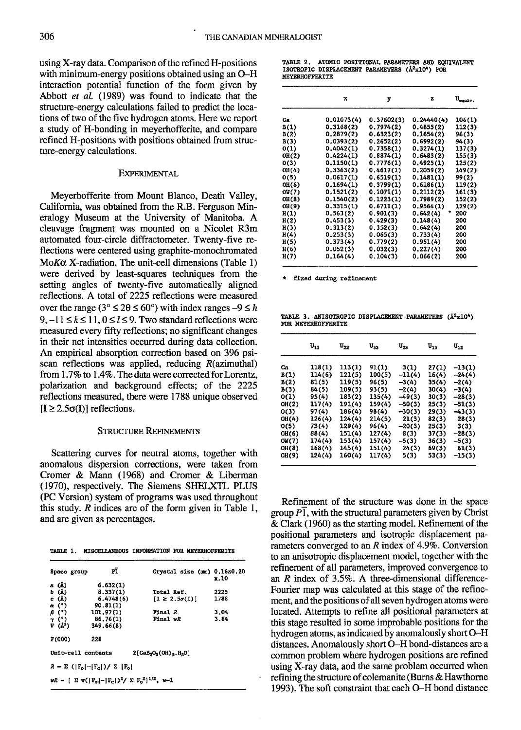using X-ray data. Comparison of the refined H-positions with minimum-energy positions obtained using an O–H interaction potential function of the form given by Abbott *et al.* (1989) was found to indicate that the structure-energy calculations failed to predict the locations of two of the five hydrogen atoms. Here we report a study of H-bonding in meyerhofferite, and compare refined H-positions with positions obtained from structure-energy calculations.

## EXPERIMENTAL

Meyerhofferite from Mount Blanco, Death Valley, California, was obtained from the R.B. Ferguson Mineralogy Museum at the University of Manitoba. A cleavage fragment was mounted on a Nicolet R3m automated four-circle diffractometer. Twenty-five reflections were centered using graphite-monochromated Mo$K\alpha$ X-radiation. The unit-cell dimensions (Table 1) were derived by least-squares techniques from the setting angles of twenty-five automatically aligned reflections. A total of 2225 reflections were measured over the range ($3° \leq 2\theta \leq 60°$) with index ranges $-9 \leq h$ $9, -11 \leq k \leq 11, 0 \leq l \leq 9$. Two standard reflections were measured every fifty reflections; no significant changes in their net intensities occurred during data collection. An empirical absorption correction based on 396 psi-scan reflections was applied, reducing $R$(azimuthal) from 1.7% to 1.4%. The data were corrected for Lorentz, polarization and background effects; of the 2225 reflections measured, there were 1788 unique observed $[I \geq 2.5\sigma(I)]$ reflections.

## STRUCTURE REFINEMENTS

Scattering curves for neutral atoms, together with anomalous dispersion corrections, were taken from Cromer & Mann (1968) and Cromer & Liberman (1970), respectively. The Siemens SHELXTL PLUS (PC Version) system of programs was used throughout this study. $R$ indices are of the form given in Table 1, and are given as percentages.

TABLE 1. MISCELLANEOUS INFORMATION FOR MEYERHOFFERITE

| | | | |
|---|---|---|---|
| Space group | $P\bar{1}$ | Crystal size (mm) | 0.16x0.20 x.10 |
| $a$ (Å) | 6.632(1) | | |
| $b$ (Å) | 8.337(1) | Total Ref. | 2225 |
| $c$ (Å) | 6.4748(6) | $[I \geq 2.5\sigma(I)]$ | 1788 |
| $\alpha$ (°) | 90.81(1) | | |
| $\beta$ (°) | 101.97(1) | Final $R$ | 3.0% |
| $\gamma$ (°) | 86.76(1) | Final $wR$ | 3.8% |
| $V$ (Å$^3$) | 349.66(8) | | |
| $F(000)$ | 228 | | |
| Unit-cell contents | $2[CaB_3O_3(OH)_5 \cdot H_2O]$ | | |

$R = \Sigma(|F_o|-|F_c|)/\Sigma|F_o|$

$wR = [\Sigma w(|F_o|-|F_c|)^2/\Sigma F_o^2]^{1/2}$, $w$=1

TABLE 2. ATOMIC POSITIONAL PARAMETERS AND EQUIVALENT ISOTROPIC DISPLACEMENT PARAMETERS (Å$^2$x10$^4$) FOR MEYERHOFFERITE

| | x | y | z | $U_{equiv.}$ |
|---|---|---|---|---|
| Ca | 0.01073(4) | 0.37602(3) | 0.24440(4) | 106(1) |
| B(1) | 0.3168(2) | 0.7974(2) | 0.4855(2) | 112(3) |
| B(2) | 0.2879(2) | 0.6323(2) | 0.1654(2) | 96(3) |
| B(3) | 0.0393(2) | 0.2652(2) | 0.6992(2) | 94(3) |
| O(1) | 0.4042(1) | 0.7358(1) | 0.3274(1) | 137(3) |
| OH(2) | 0.4224(1) | 0.8874(1) | 0.6483(2) | 155(3) |
| O(3) | 0.1150(1) | 0.7776(1) | 0.4925(1) | 125(2) |
| OH(4) | 0.3363(2) | 0.4617(1) | 0.2059(2) | 149(2) |
| O(5) | 0.0617(1) | 0.6519(1) | 0.1481(1) | 99(2) |
| OH(6) | 0.1694(1) | 0.3799(1) | 0.6186(1) | 119(2) |
| OW(7) | 0.1521(2) | 0.1071(1) | 0.2112(2) | 161(3) |
| OH(8) | 0.1540(2) | 0.1223(1) | 0.7989(2) | 152(2) |
| OH(9) | 0.3315(1) | 0.6711(1) | 0.9564(1) | 129(2) |
| H(1) | 0.563(2) | 0.901(3) | 0.642(4) | 200* |
| H(2) | 0.453(3) | 0.429(3) | 0.148(4) | 200 |
| H(3) | 0.313(2) | 0.352(3) | 0.642(4) | 200 |
| H(4) | 0.253(3) | 0.065(3) | 0.733(4) | 200 |
| H(5) | 0.373(4) | 0.779(2) | 0.951(4) | 200 |
| H(6) | 0.052(3) | 0.032(3) | 0.227(4) | 200 |
| H(7) | 0.164(4) | 0.104(3) | 0.066(2) | 200 |

\* fixed during refinement

TABLE 3. ANISOTROPIC DISPLACEMENT PARAMETERS (Å$^2$x10$^4$) FOR MEYERHOFFERITE

| | $U_{11}$ | $U_{22}$ | $U_{33}$ | $U_{23}$ | $U_{13}$ | $U_{12}$ |
|---|---|---|---|---|---|---|
| Ca | 118(1) | 113(1) | 91(1) | 3(1) | 27(1) | -13(1) |
| B(1) | 114(6) | 121(5) | 100(5) | -11(4) | 16(4) | -24(4) |
| B(2) | 81(5) | 119(5) | 96(5) | -3(4) | 35(4) | -2(4) |
| B(3) | 84(5) | 109(5) | 93(5) | -2(4) | 30(4) | -3(4) |
| O(1) | 95(4) | 183(2) | 135(4) | -49(3) | 30(3) | -28(3) |
| OH(2) | 117(4) | 191(4) | 159(4) | -50(3) | 25(3) | -51(3) |
| O(3) | 97(4) | 186(4) | 98(4) | -30(3) | 29(3) | -43(3) |
| OH(4) | 126(4) | 124(4) | 214(5) | 21(3) | 82(3) | 28(3) |
| O(5) | 73(4) | 129(4) | 96(4) | -20(3) | 25(3) | 3(3) |
| OH(6) | 88(4) | 151(4) | 127(4) | 8(3) | 37(3) | -28(3) |
| OW(7) | 174(4) | 153(4) | 157(4) | -5(3) | 36(3) | -5(3) |
| OH(8) | 168(4) | 145(4) | 151(4) | 24(3) | 69(3) | 61(3) |
| OH(9) | 124(4) | 160(4) | 117(4) | 5(3) | 53(3) | -15(3) |

Refinement of the structure was done in the space group $P\bar{1}$, with the structural parameters given by Christ & Clark (1960) as the starting model. Refinement of the positional parameters and isotropic displacement parameters converged to an $R$ index of 4.9%. Conversion to an anisotropic displacement model, together with the refinement of all parameters, improved convergence to an $R$ index of 3.5%. A three-dimensional difference-Fourier map was calculated at this stage of the refinement, and the positions of all seven hydrogen atoms were located. Attempts to refine all positional parameters at this stage resulted in some improbable positions for the hydrogen atoms, as indicated by anomalously short O–H distances. Anomalously short O–H bond-distances are a common problem where hydrogen positions are refined using X-ray data, and the same problem occurred when refining the structure of colemanite (Burns & Hawthorne 1993). The soft constraint that each O–H bond distance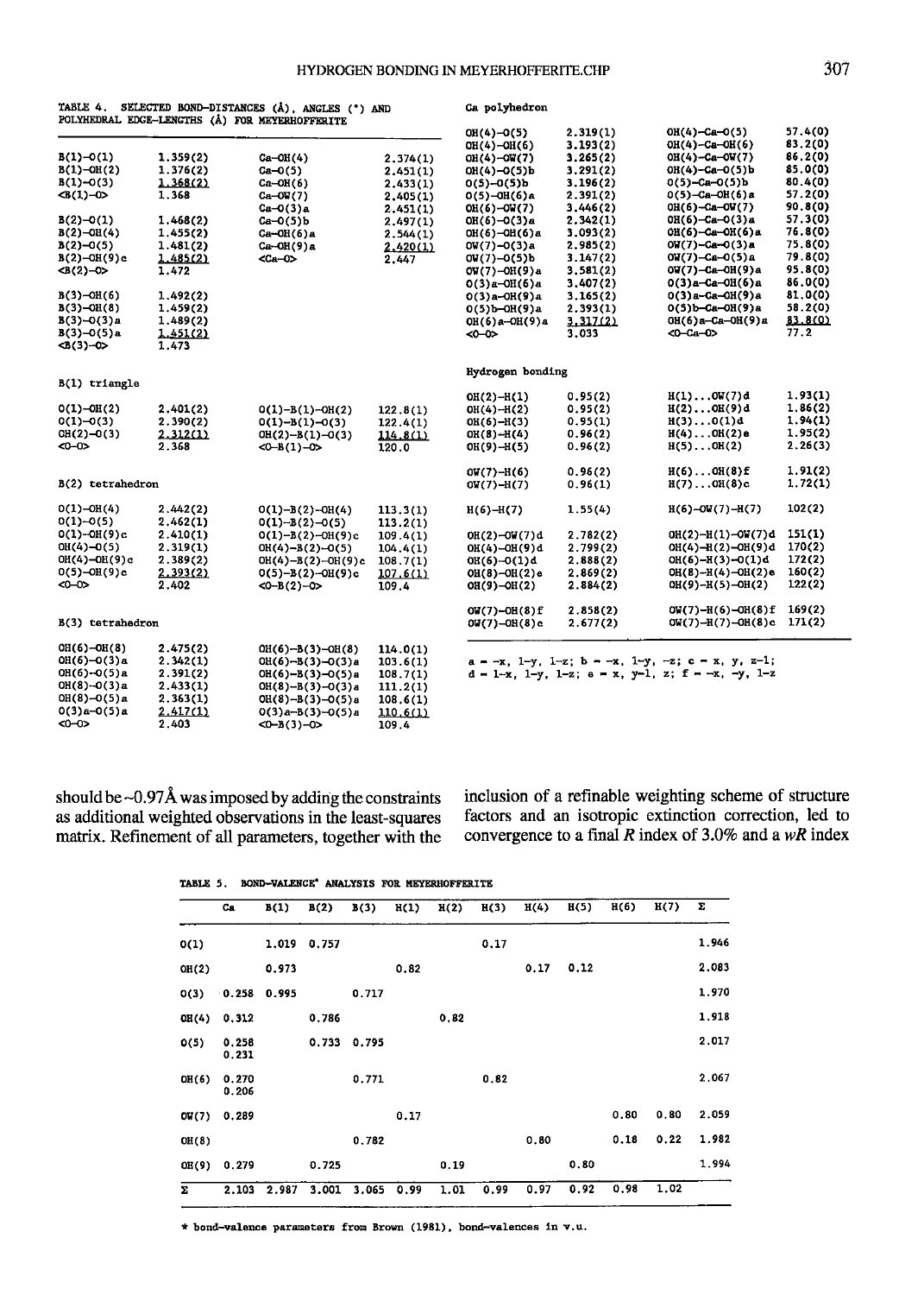TABLE 4. SELECTED BOND-DISTANCES (Å), ANGLES (°) AND POLYHEDRAL EDGE-LENGTHS (Å) FOR MEYERHOFFERITE

| | | | |
|---|---|---|---|
| B(1)-O(1) | 1.359(2) | Ca-OH(4) | 2.374(1) |
| B(1)-OH(2) | 1.376(2) | Ca-O(5) | 2.451(1) |
| B(1)-O(3) | 1.368(2) | Ca-OH(6) | 2.433(1) |
| <B(1)-O> | 1.368 | Ca-OW(7) | 2.405(1) |
| | | Ca-O(3)a | 2.451(1) |
| B(2)-O(1) | 1.468(2) | Ca-O(5)b | 2.497(1) |
| B(2)-OH(4) | 1.455(2) | Ca-OH(6)a | 2.544(1) |
| B(2)-O(5) | 1.481(2) | Ca-OH(9)a | 2.420(1) |
| B(2)-OH(9)c | 1.485(2) | <Ca-O> | 2.447 |
| <B(2)-O> | 1.472 | | |
| B(3)-OH(6) | 1.492(2) | | |
| B(3)-OH(8) | 1.459(2) | | |
| B(3)-O(3)a | 1.489(2) | | |
| B(3)-O(5)a | 1.451(2) | | |
| <B(3)-O> | 1.473 | | |

B(1) triangle

| | | | |
|---|---|---|---|
| O(1)-OH(2) | 2.401(2) | O(1)-B(1)-OH(2) | 122.8(1) |
| O(1)-O(3) | 2.390(2) | O(1)-B(1)-O(3) | 122.4(1) |
| OH(2)-O(3) | 2.312(1) | OH(2)-B(1)-O(3) | 114.8(1) |
| <O-O> | 2.368 | <O-B(1)-O> | 120.0 |

B(2) tetrahedron

| | | | |
|---|---|---|---|
| O(1)-OH(4) | 2.442(2) | O(1)-B(2)-OH(4) | 113.3(1) |
| O(1)-O(5) | 2.462(1) | O(1)-B(2)-O(5) | 113.2(1) |
| O(1)-OH(9)c | 2.410(1) | O(1)-B(2)-OH(9)c | 109.4(1) |
| OH(4)-O(5) | 2.319(1) | OH(4)-B(2)-O(5) | 104.4(1) |
| OH(4)-OH(9)c | 2.389(2) | OH(4)-B(2)-OH(9)c | 108.7(1) |
| O(5)-OH(9)c | 2.393(2) | O(5)-B(2)-OH(9)c | 107.6(1) |
| <O-O> | 2.402 | <O-B(2)-O> | 109.4 |

B(3) tetrahedron

| | | | |
|---|---|---|---|
| OH(6)-OH(8) | 2.475(2) | OH(6)-B(3)-OH(8) | 114.0(1) |
| OH(6)-O(3)a | 2.342(1) | OH(6)-B(3)-O(3)a | 103.6(1) |
| OH(6)-O(5)a | 2.391(2) | OH(6)-B(3)-O(5)a | 108.7(1) |
| OH(8)-O(3)a | 2.433(1) | OH(8)-B(3)-O(3)a | 111.2(1) |
| OH(8)-O(5)a | 2.363(1) | OH(8)-B(3)-O(5)a | 108.6(1) |
| O(3)a-O(5)a | 2.417(1) | O(3)a-B(3)-O(5)a | 110.6(1) |
| <O-O> | 2.403 | <O-B(3)-O> | 109.4 |

Ca polyhedron

| | | | |
|---|---|---|---|
| OH(4)-O(5) | 2.319(1) | OH(4)-Ca-O(5) | 57.4(0) |
| OH(4)-OH(6) | 3.193(2) | OH(4)-Ca-OH(6) | 83.2(0) |
| OH(4)-OW(7) | 3.265(2) | OH(4)-Ca-OW(7) | 86.2(0) |
| OH(4)-O(5)b | 3.291(2) | OH(4)-Ca-O(5)b | 85.0(0) |
| O(5)-O(5)b | 3.196(2) | O(5)-Ca-O(5)b | 80.4(0) |
| O(5)-OH(6)a | 2.391(2) | O(5)-Ca-OH(6)a | 57.2(0) |
| OH(6)-OW(7) | 3.446(2) | OH(6)-Ca-OW(7) | 90.8(0) |
| OH(6)-O(3)a | 2.342(1) | OH(6)-Ca-O(3)a | 57.3(0) |
| OH(6)-OH(6)a | 3.093(2) | OH(6)-Ca-OH(6)a | 76.8(0) |
| OW(7)-O(3)a | 2.985(2) | OW(7)-Ca-O(3)a | 75.8(0) |
| OW(7)-O(5)b | 3.147(2) | OW(7)-Ca-O(5)a | 79.8(0) |
| OW(7)-OH(9)a | 3.581(2) | OW(7)-Ca-OH(9)a | 95.8(0) |
| O(3)a-OH(6)a | 3.407(2) | O(3)a-Ca-OH(6)a | 86.0(0) |
| O(3)a-OH(9)a | 3.165(2) | O(3)a-Ca-OH(9)a | 81.0(0) |
| O(5)b-OH(9)a | 2.393(1) | O(5)b-Ca-OH(9)a | 58.2(0) |
| OH(6)a-OH(9)a | 3.317(2) | OH(6)a-Ca-OH(9)a | 83.8(0) |
| <O-O> | 3.033 | <O-Ca-O> | 77.2 |

Hydrogen bonding

| | | | |
|---|---|---|---|
| OH(2)-H(1) | 0.95(2) | H(1)...OW(7)d | 1.93(1) |
| OH(4)-H(2) | 0.95(2) | H(2)...OH(9)d | 1.86(2) |
| OH(6)-H(3) | 0.95(1) | H(3)...O(1)d | 1.94(1) |
| OH(8)-H(4) | 0.96(2) | H(4)...OH(2)e | 1.95(2) |
| OH(9)-H(5) | 0.96(2) | H(5)...OH(2) | 2.26(3) |
| OW(7)-H(6) | 0.96(2) | H(6)...OH(8)f | 1.91(2) |
| OW(7)-H(7) | 0.96(1) | H(7)...OH(8)c | 1.72(1) |
| H(6)-H(7) | 1.55(4) | H(6)-OW(7)-H(7) | 102(2) |
| OH(2)-OW(7)d | 2.782(2) | OH(2)-H(1)-OW(7)d | 151(1) |
| OH(4)-OH(9)d | 2.799(2) | OH(4)-H(2)-OH(9)d | 170(2) |
| OH(6)-O(1)d | 2.888(2) | OH(6)-H(3)-O(1)d | 172(2) |
| OH(8)-OH(2)e | 2.869(2) | OH(8)-H(4)-OH(2)e | 160(2) |
| OH(9)-OH(2) | 2.884(2) | OH(9)-H(5)-OH(2) | 122(2) |
| OW(7)-OH(8)f | 2.858(2) | OW(7)-H(6)-OH(8)f | 169(2) |
| OW(7)-OH(8)c | 2.677(2) | OW(7)-H(7)-OH(8)c | 171(2) |

a = -x, 1-y, 1-z; b = -x, 1-y, -z; c = x, y, z-1; d = 1-x, 1-y, 1-z; e = x, y-1, z; f = -x, -y, 1-z

should be ~0.97 Å was imposed by adding the constraints as additional weighted observations in the least-squares matrix. Refinement of all parameters, together with the inclusion of a refinable weighting scheme of structure factors and an isotropic extinction correction, led to convergence to a final $R$ index of 3.0% and a $wR$ index

TABLE 5. BOND-VALENCE* ANALYSIS FOR MEYERHOFFERITE

| | Ca | B(1) | B(2) | B(3) | H(1) | H(2) | H(3) | H(4) | H(5) | H(6) | H(7) | Σ |
|---|---|---|---|---|---|---|---|---|---|---|---|---|
| O(1) | | 1.019 | 0.757 | | | | 0.17 | | | | | 1.946 |
| OH(2) | | 0.973 | | | 0.82 | | | 0.17 | 0.12 | | | 2.083 |
| O(3) | 0.258 | 0.995 | | 0.717 | | | | | | | | 1.970 |
| OH(4) | 0.312 | | 0.786 | | | 0.82 | | | | | | 1.918 |
| O(5) | 0.258<br>0.231 | | 0.733 | 0.795 | | | | | | | | 2.017 |
| OH(6) | 0.270<br>0.206 | | | 0.771 | | | 0.82 | | | | | 2.067 |
| OW(7) | 0.289 | | | | 0.17 | | | | | 0.80 | 0.80 | 2.059 |
| OH(8) | | | | 0.782 | | | | 0.80 | | 0.18 | 0.22 | 1.982 |
| OH(9) | 0.279 | | 0.725 | | | 0.19 | | | 0.80 | | | 1.994 |
| Σ | 2.103 | 2.987 | 3.001 | 3.065 | 0.99 | 1.01 | 0.99 | 0.97 | 0.92 | 0.98 | 1.02 | |

\* bond-valence parameters from Brown (1981), bond-valences in v.u.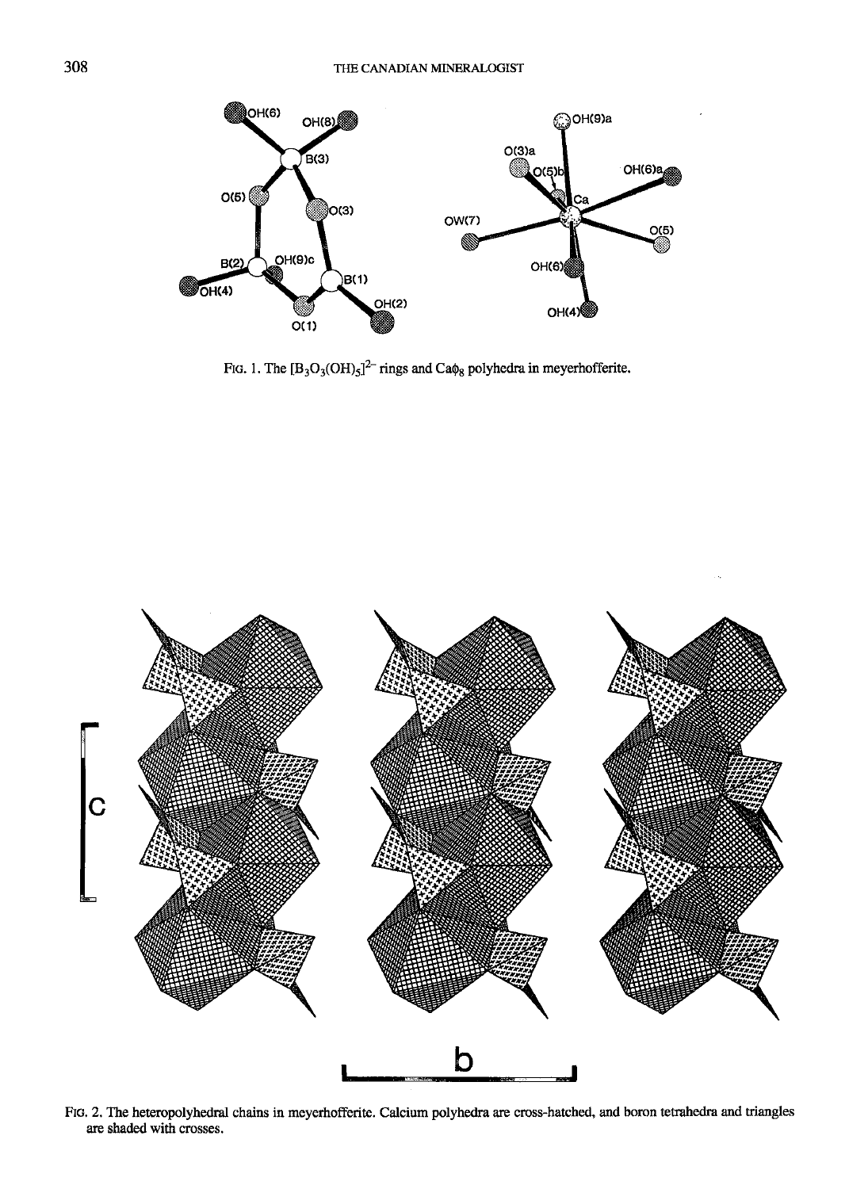OH(6)

OH(8)

B(3)

O(5)

O(3)

B(2)

OH(9)c

B(1)

OH(4)

OH(2)

O(1)

OH(9)a

O(3)a

O(5)b

OH(6)a

Ca

OW(7)

O(5)

OH(6)

OH(4)

FIG. 1. The $[B_3O_3(OH)_5]^{2-}$ rings and $Ca\phi_8$ polyhedra in meyerhofferite.

c

b

FIG. 2. The heteropolyhedral chains in meyerhofferite. Calcium polyhedra are cross-hatched, and boron tetrahedra and triangles are shaded with crosses.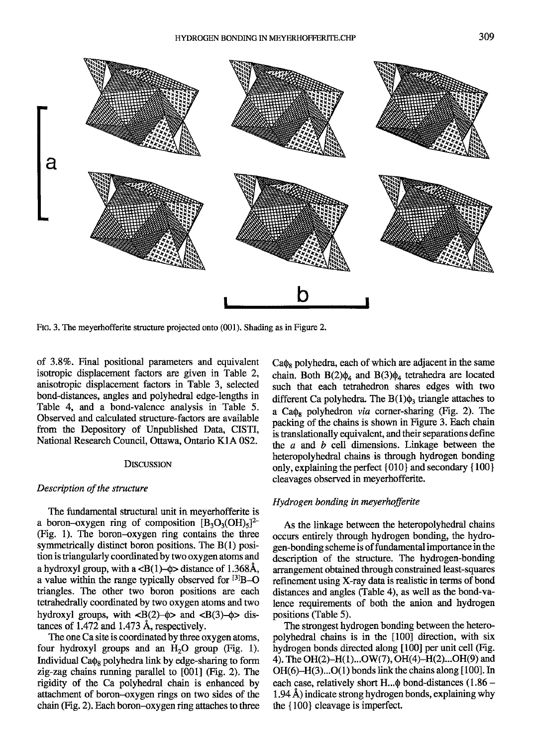a

b

FIG. 3. The meyerhofferite structure projected onto (001). Shading as in Figure 2.

of 3.8%. Final positional parameters and equivalent isotropic displacement factors are given in Table 2, anisotropic displacement factors in Table 3, selected bond-distances, angles and polyhedral edge-lengths in Table 4, and a bond-valence analysis in Table 5. Observed and calculated structure-factors are available from the Depository of Unpublished Data, CISTI, National Research Council, Ottawa, Ontario K1A 0S2.

## DISCUSSION

### *Description of the structure*

The fundamental structural unit in meyerhofferite is a boron–oxygen ring of composition $[B_3O_3(OH)_5]^{2-}$ (Fig. 1). The boron–oxygen ring contains the three symmetrically distinct boron positions. The B(1) position is triangularly coordinated by two oxygen atoms and a hydroxyl group, with a <B(1)–$\phi$> distance of 1.368Å, a value within the range typically observed for $^{[3]}$B–O triangles. The other two boron positions are each tetrahedrally coordinated by two oxygen atoms and two hydroxyl groups, with <B(2)–$\phi$> and <B(3)–$\phi$> distances of 1.472 and 1.473 Å, respectively.

The one Ca site is coordinated by three oxygen atoms, four hydroxyl groups and an $H_2O$ group (Fig. 1). Individual $Ca\phi_8$ polyhedra link by edge-sharing to form zig-zag chains running parallel to [001] (Fig. 2). The rigidity of the Ca polyhedral chain is enhanced by attachment of boron–oxygen rings on two sides of the chain (Fig. 2). Each boron–oxygen ring attaches to three $Ca\phi_8$ polyhedra, each of which are adjacent in the same chain. Both $B(2)\phi_4$ and $B(3)\phi_4$ tetrahedra are located such that each tetrahedron shares edges with two different Ca polyhedra. The $B(1)\phi_3$ triangle attaches to a $Ca\phi_8$ polyhedron *via* corner-sharing (Fig. 2). The packing of the chains is shown in Figure 3. Each chain is translationally equivalent, and their separations define the *a* and *b* cell dimensions. Linkage between the heteropolyhedral chains is through hydrogen bonding only, explaining the perfect {010} and secondary {100} cleavages observed in meyerhofferite.

### *Hydrogen bonding in meyerhofferite*

As the linkage between the heteropolyhedral chains occurs entirely through hydrogen bonding, the hydrogen-bonding scheme is of fundamental importance in the description of the structure. The hydrogen-bonding arrangement obtained through constrained least-squares refinement using X-ray data is realistic in terms of bond distances and angles (Table 4), as well as the bond-valence requirements of both the anion and hydrogen positions (Table 5).

The strongest hydrogen bonding between the heteropolyhedral chains is in the [100] direction, with six hydrogen bonds directed along [100] per unit cell (Fig. 4). The OH(2)–H(1)...OW(7), OH(4)–H(2)...OH(9) and OH(6)–H(3)...O(1) bonds link the chains along [100]. In each case, relatively short H...$\phi$ bond-distances (1.86 – 1.94 Å) indicate strong hydrogen bonds, explaining why the {100} cleavage is imperfect.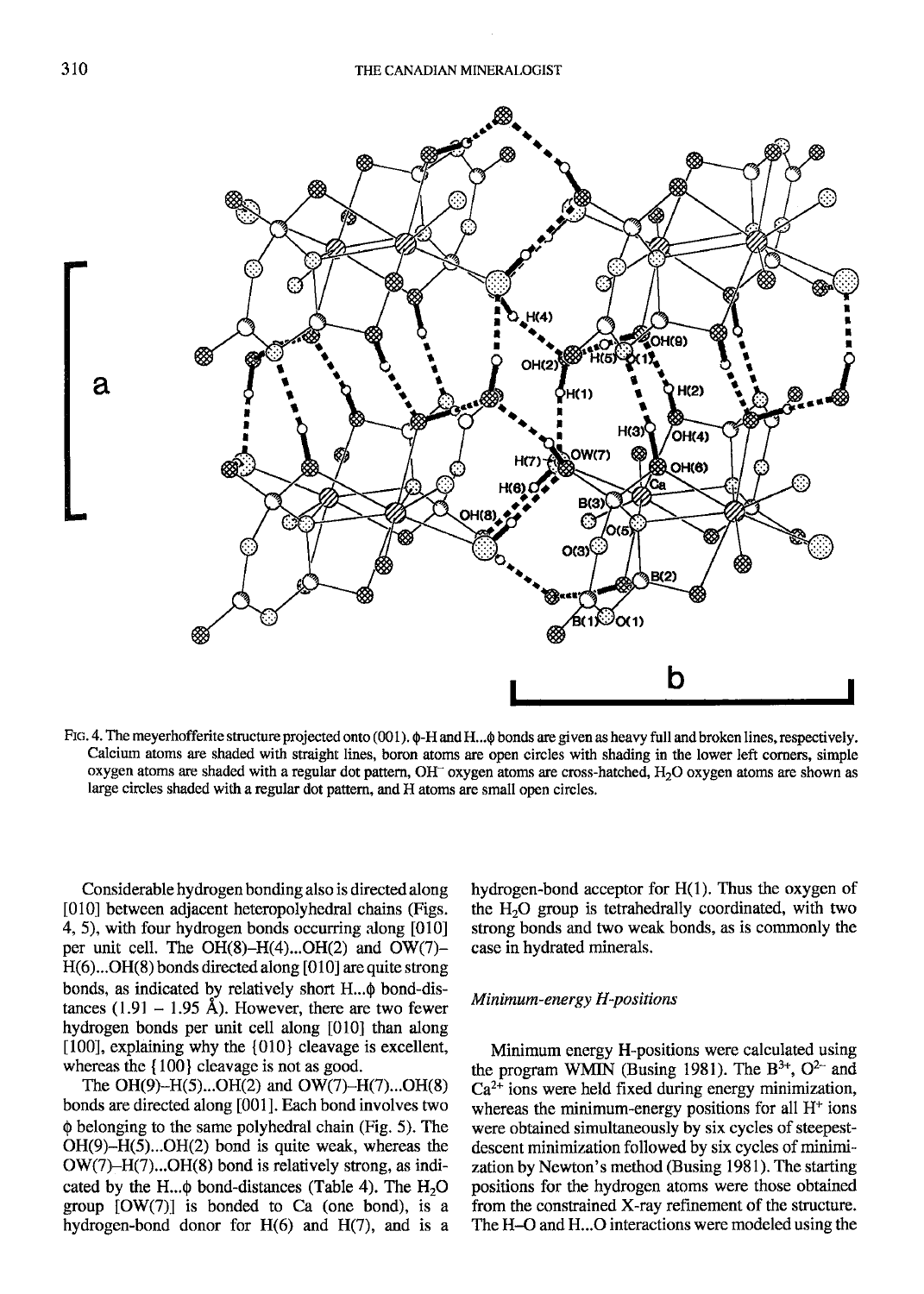FIG. 4. The meyerhofferite structure projected onto (001). φ-H and H...φ bonds are given as heavy full and broken lines, respectively. Calcium atoms are shaded with straight lines, boron atoms are open circles with shading in the lower left corners, simple oxygen atoms are shaded with a regular dot pattern, $OH^-$ oxygen atoms are cross-hatched, $H_2O$ oxygen atoms are shown as large circles shaded with a regular dot pattern, and H atoms are small open circles.

Considerable hydrogen bonding also is directed along [010] between adjacent heteropolyhedral chains (Figs. 4, 5), with four hydrogen bonds occurring along [010] per unit cell. The OH(8)–H(4)...OH(2) and OW(7)–H(6)...OH(8) bonds directed along [010] are quite strong bonds, as indicated by relatively short H...φ bond-distances (1.91 – 1.95 Å). However, there are two fewer hydrogen bonds per unit cell along [010] than along [100], explaining why the {010} cleavage is excellent, whereas the {100} cleavage is not as good.

The OH(9)–H(5)...OH(2) and OW(7)–H(7)...OH(8) bonds are directed along [001]. Each bond involves two φ belonging to the same polyhedral chain (Fig. 5). The OH(9)–H(5)...OH(2) bond is quite weak, whereas the OW(7)–H(7)...OH(8) bond is relatively strong, as indicated by the H...φ bond-distances (Table 4). The $H_2O$ group [OW(7)] is bonded to Ca (one bond), is a hydrogen-bond donor for H(6) and H(7), and is a hydrogen-bond acceptor for H(1). Thus the oxygen of the $H_2O$ group is tetrahedrally coordinated, with two strong bonds and two weak bonds, as is commonly the case in hydrated minerals.

### *Minimum-energy H-positions*

Minimum energy H-positions were calculated using the program WMIN (Busing 1981). The $B^{3+}$, $O^{2-}$ and $Ca^{2+}$ ions were held fixed during energy minimization, whereas the minimum-energy positions for all $H^+$ ions were obtained simultaneously by six cycles of steepest-descent minimization followed by six cycles of minimization by Newton's method (Busing 1981). The starting positions for the hydrogen atoms were those obtained from the constrained X-ray refinement of the structure. The H–O and H...O interactions were modeled using the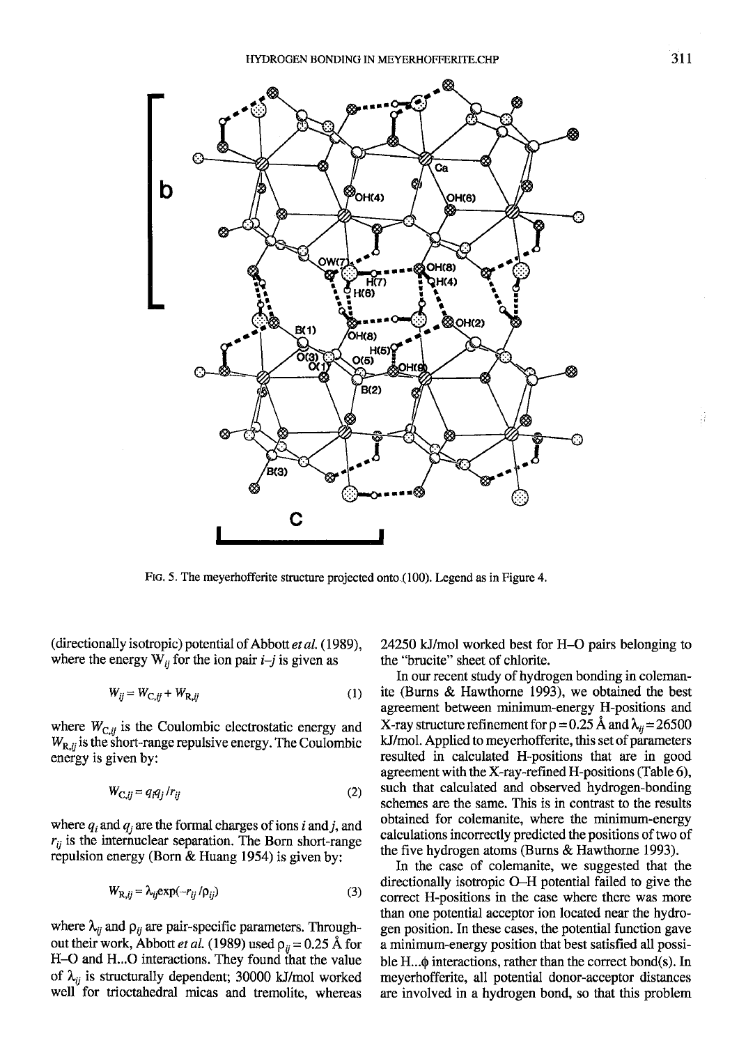b

OH(4)

OH(6)

Ca

OW(7)

H(7)

H(6)

OH(3)

H(4)

B(1)

OH(8)

OH(2)

O(3)

O(1)

H(5)

O(5)

OH(9)

B(2)

B(3)

c

FIG. 5. The meyerhofferite structure projected onto (100). Legend as in Figure 4.

(directionally isotropic) potential of Abbott *et al.* (1989), where the energy $W_{ij}$ for the ion pair $i$–$j$ is given as

$$W_{ij} = W_{C,ij} + W_{R,ij} \quad (1)$$

where $W_{C,ij}$ is the Coulombic electrostatic energy and $W_{R,ij}$ is the short-range repulsive energy. The Coulombic energy is given by:

$$W_{C,ij} = q_i q_j / r_{ij} \quad (2)$$

where $q_i$ and $q_j$ are the formal charges of ions $i$ and $j$, and $r_{ij}$ is the internuclear separation. The Born short-range repulsion energy (Born & Huang 1954) is given by:

$$W_{R,ij} = \lambda_{ij} \exp(-r_{ij} / \rho_{ij}) \quad (3)$$

where $\lambda_{ij}$ and $\rho_{ij}$ are pair-specific parameters. Throughout their work, Abbott *et al.* (1989) used $\rho_{ij} = 0.25$ Å for H–O and H...O interactions. They found that the value of $\lambda_{ij}$ is structurally dependent; 30000 kJ/mol worked well for trioctahedral micas and tremolite, whereas 24250 kJ/mol worked best for H–O pairs belonging to the "brucite" sheet of chlorite.

In our recent study of hydrogen bonding in colemanite (Burns & Hawthorne 1993), we obtained the best agreement between minimum-energy H-positions and X-ray structure refinement for $\rho = 0.25$ Å and $\lambda_{ij} = 26500$ kJ/mol. Applied to meyerhofferite, this set of parameters resulted in calculated H-positions that are in good agreement with the X-ray-refined H-positions (Table 6), such that calculated and observed hydrogen-bonding schemes are the same. This is in contrast to the results obtained for colemanite, where the minimum-energy calculations incorrectly predicted the positions of two of the five hydrogen atoms (Burns & Hawthorne 1993).

In the case of colemanite, we suggested that the directionally isotropic O–H potential failed to give the correct H-positions in the case where there was more than one potential acceptor ion located near the hydrogen position. In these cases, the potential function gave a minimum-energy position that best satisfied all possible H...$\phi$ interactions, rather than the correct bond(s). In meyerhofferite, all potential donor-acceptor distances are involved in a hydrogen bond, so that this problem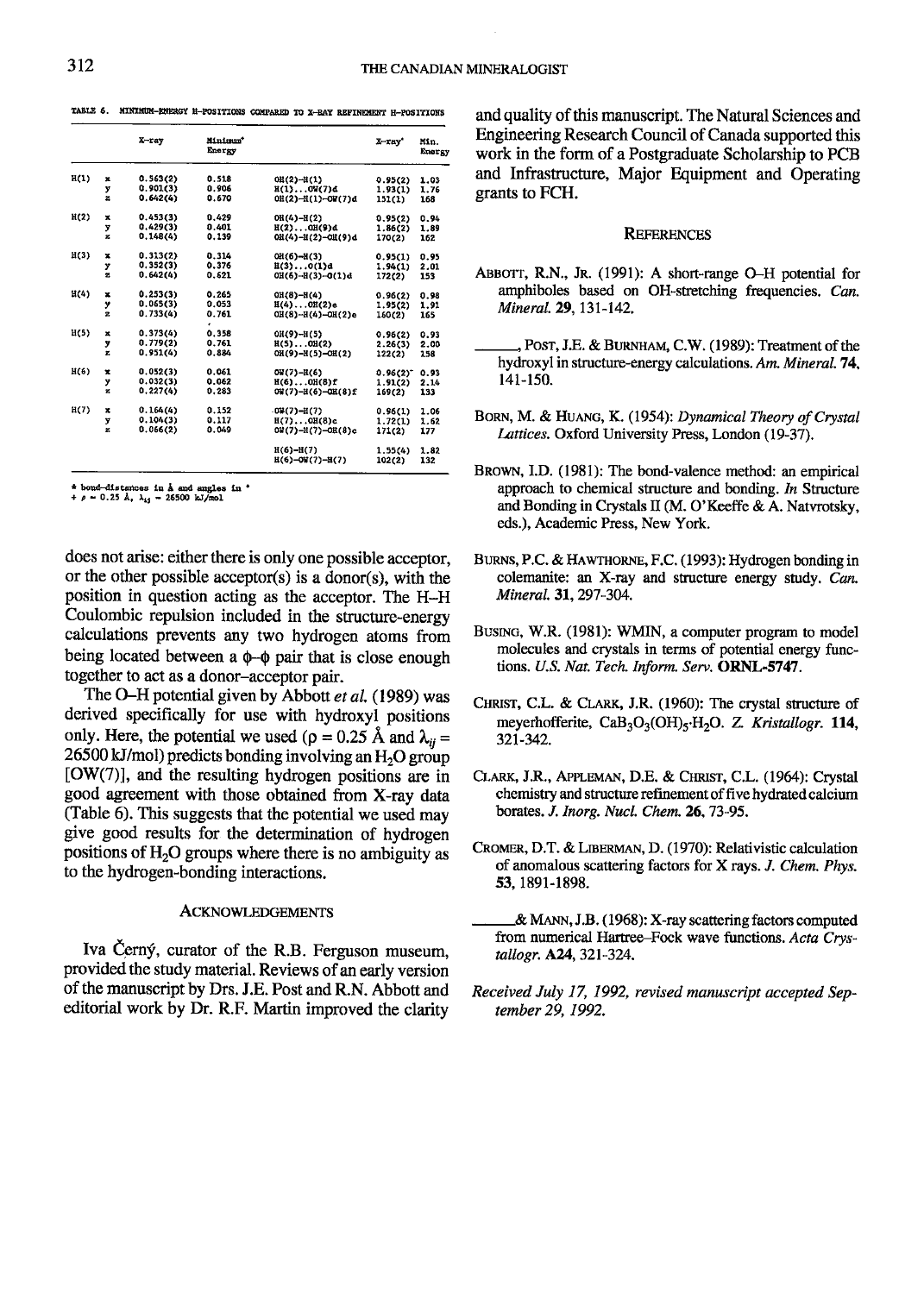TABLE 6. MINIMUM-ENERGY H-POSITIONS COMPARED TO X-RAY REFINEMENT H-POSITIONS

| | | X-ray | Minimum+ Energy | | X-ray* | Min. Energy |
|---|---|---|---|---|---|---|
| H(1) | x | 0.563(2) | 0.518 | OH(2)-H(1) | 0.95(2) | 1.03 |
| | y | 0.901(3) | 0.906 | H(1)...OW(7)d | 1.93(1) | 1.76 |
| | z | 0.642(4) | 0.670 | OH(2)-H(1)-OW(7)d | 151(1) | 168 |
| H(2) | x | 0.453(3) | 0.429 | OH(4)-H(2) | 0.95(2) | 0.94 |
| | y | 0.429(3) | 0.401 | H(2)...OH(9)d | 1.86(2) | 1.89 |
| | z | 0.148(4) | 0.139 | OH(4)-H(2)-OH(9)d | 170(2) | 162 |
| H(3) | x | 0.313(2) | 0.314 | OH(6)-H(3) | 0.95(1) | 0.95 |
| | y | 0.352(3) | 0.376 | H(3)...O(1)d | 1.94(1) | 2.01 |
| | z | 0.642(4) | 0.621 | OH(6)-H(3)-O(1)d | 172(2) | 153 |
| H(4) | x | 0.253(3) | 0.265 | OH(8)-H(4) | 0.96(2) | 0.98 |
| | y | 0.065(3) | 0.053 | H(4)...OH(2)e | 1.95(2) | 1.91 |
| | z | 0.733(4) | 0.761 | OH(8)-H(4)-OH(2)e | 160(2) | 165 |
| H(5) | x | 0.373(4) | 0.358 | OH(9)-H(5) | 0.96(2) | 0.93 |
| | y | 0.779(2) | 0.761 | H(5)...OH(2) | 2.26(3) | 2.00 |
| | z | 0.951(4) | 0.884 | OH(9)-H(5)-OH(2) | 122(2) | 158 |
| H(6) | x | 0.052(3) | 0.061 | OW(7)-H(6) | 0.96(2) | 0.93 |
| | y | 0.032(3) | 0.062 | H(6)...OH(8)f | 1.91(2) | 2.14 |
| | z | 0.227(4) | 0.283 | OW(7)-H(6)-OH(8)f | 169(2) | 133 |
| H(7) | x | 0.164(4) | 0.152 | OW(7)-H(7) | 0.96(1) | 1.06 |
| | y | 0.104(3) | 0.117 | H(7)...OH(8)c | 1.72(1) | 1.62 |
| | z | 0.066(2) | 0.049 | OW(7)-H(7)-OH(8)c | 171(2) | 177 |
| | | | | H(6)-H(7) | 1.55(4) | 1.82 |
| | | | | H(6)-OW(7)-H(7) | 102(2) | 132 |

\* bond-distances in Å and angles in °
\+ $\rho$ = 0.25 Å, $\lambda_{ij}$ = 26500 kJ/mol

does not arise: either there is only one possible acceptor, or the other possible acceptor(s) is a donor(s), with the position in question acting as the acceptor. The H–H Coulombic repulsion included in the structure-energy calculations prevents any two hydrogen atoms from being located between a $\phi$–$\phi$ pair that is close enough together to act as a donor–acceptor pair.

The O–H potential given by Abbott *et al.* (1989) was derived specifically for use with hydroxyl positions only. Here, the potential we used ($\rho$ = 0.25 Å and $\lambda_{ij}$ = 26500 kJ/mol) predicts bonding involving an $H_2O$ group [OW(7)], and the resulting hydrogen positions are in good agreement with those obtained from X-ray data (Table 6). This suggests that the potential we used may give good results for the determination of hydrogen positions of $H_2O$ groups where there is no ambiguity as to the hydrogen-bonding interactions.

## ACKNOWLEDGEMENTS

Iva Černý, curator of the R.B. Ferguson museum, provided the study material. Reviews of an early version of the manuscript by Drs. J.E. Post and R.N. Abbott and editorial work by Dr. R.F. Martin improved the clarity and quality of this manuscript. The Natural Sciences and Engineering Research Council of Canada supported this work in the form of a Postgraduate Scholarship to PCB and Infrastructure, Major Equipment and Operating grants to FCH.

## REFERENCES

ABBOTT, R.N., JR. (1991): A short-range O–H potential for amphiboles based on OH-stretching frequencies. *Can. Mineral.* **29**, 131-142.

\_\_\_\_\_\_, POST, J.E. & BURNHAM, C.W. (1989): Treatment of the hydroxyl in structure-energy calculations. *Am. Mineral.* **74**, 141-150.

BORN, M. & HUANG, K. (1954): *Dynamical Theory of Crystal Lattices.* Oxford University Press, London (19-37).

BROWN, I.D. (1981): The bond-valence method: an empirical approach to chemical structure and bonding. *In* Structure and Bonding in Crystals II (M. O'Keeffe & A. Natvrotsky, eds.), Academic Press, New York.

BURNS, P.C. & HAWTHORNE, F.C. (1993): Hydrogen bonding in colemanite: an X-ray and structure energy study. *Can. Mineral.* **31**, 297-304.

BUSING, W.R. (1981): WMIN, a computer program to model molecules and crystals in terms of potential energy functions. *U.S. Nat. Tech. Inform. Serv.* **ORNL-5747**.

CHRIST, C.L. & CLARK, J.R. (1960): The crystal structure of meyerhofferite, $CaB_3O_3(OH)_5 \cdot H_2O$. *Z. Kristallogr.* **114**, 321-342.

CLARK, J.R., APPLEMAN, D.E. & CHRIST, C.L. (1964): Crystal chemistry and structure refinement of five hydrated calcium borates. *J. Inorg. Nucl. Chem.* **26**, 73-95.

CROMER, D.T. & LIBERMAN, D. (1970): Relativistic calculation of anomalous scattering factors for X rays. *J. Chem. Phys.* **53**, 1891-1898.

\_\_\_\_\_\_ & MANN, J.B. (1968): X-ray scattering factors computed from numerical Hartree–Fock wave functions. *Acta Crystallogr.* **A24**, 321-324.

*Received July 17, 1992, revised manuscript accepted September 29, 1992.*